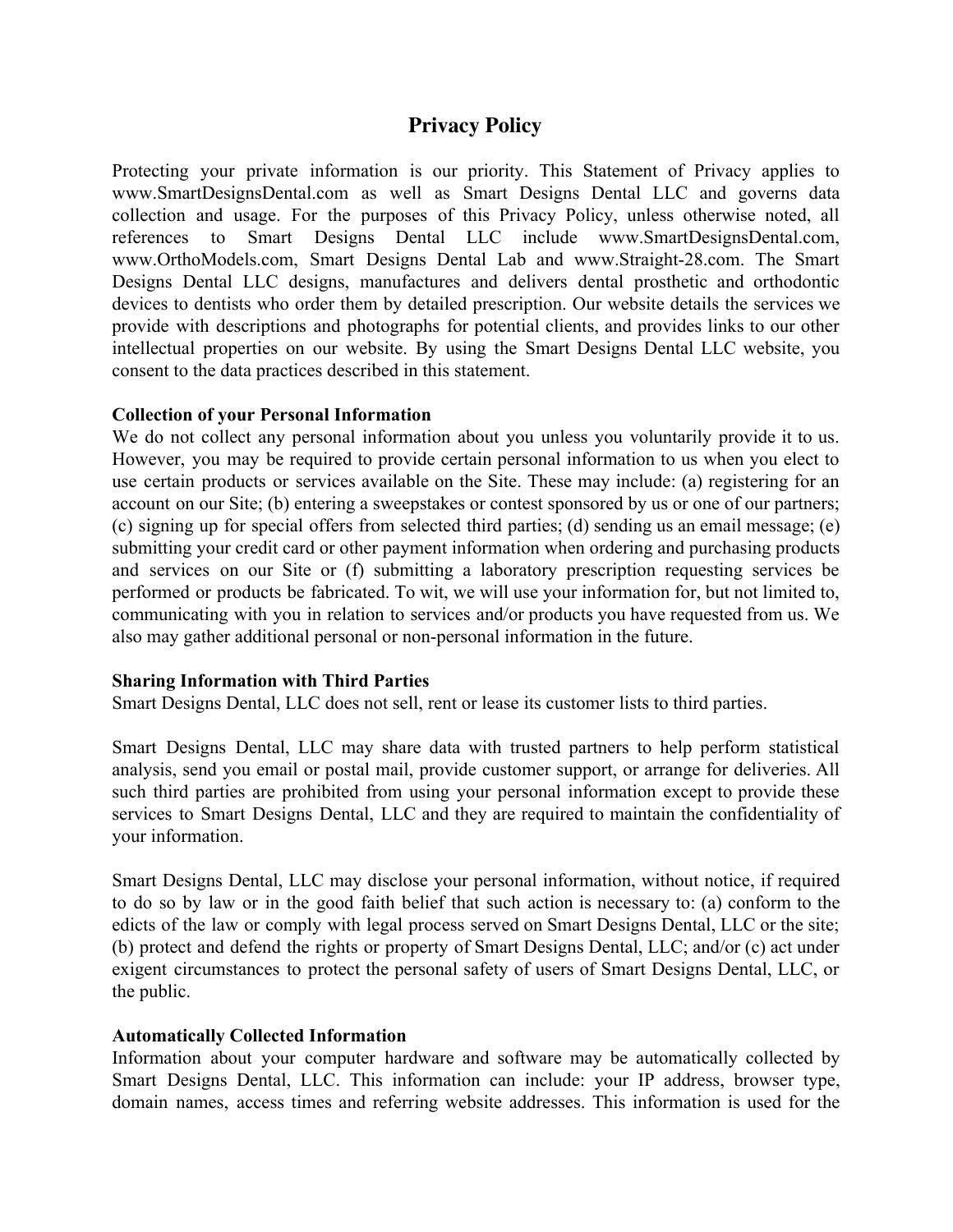# Privacy Policy

Protecting your private information is our priority. This Statement of Privacy applies to www.SmartDesignsDental.com as well as Smart Designs Dental LLC and governs data collection and usage. For the purposes of this Privacy Policy, unless otherwise noted, all references to Smart Designs Dental LLC include www.SmartDesignsDental.com, www.OrthoModels.com, Smart Designs Dental Lab and www.Straight-28.com. The Smart Designs Dental LLC designs, manufactures and delivers dental prosthetic and orthodontic devices to dentists who order them by detailed prescription. Our website details the services we provide with descriptions and photographs for potential clients, and provides links to our other intellectual properties on our website. By using the Smart Designs Dental LLC website, you consent to the data practices described in this statement.

**Collection of your Personal Information**

We do not collect any personal information about you unless you voluntarily provide it to us. However, you may be required to provide certain personal information to us when you elect to use certain products or services available on the Site. These may include: (a) registering for an account on our Site; (b) entering a sweepstakes or contest sponsored by us or one of our partners; (c) signing up for special offers from selected third parties; (d) sending us an email message; (e) submitting your credit card or other payment information when ordering and purchasing products and services on our Site or (f) submitting a laboratory prescription requesting services be performed or products be fabricated. To wit, we will use your information for, but not limited to, communicating with you in relation to services and/or products you have requested from us. We also may gather additional personal or non-personal information in the future.

**Sharing Information with Third Parties**

Smart Designs Dental, LLC does not sell, rent or lease its customer lists to third parties.

Smart Designs Dental, LLC may share data with trusted partners to help perform statistical analysis, send you email or postal mail, provide customer support, or arrange for deliveries. All such third parties are prohibited from using your personal information except to provide these services to Smart Designs Dental, LLC and they are required to maintain the confidentiality of your information.

Smart Designs Dental, LLC may disclose your personal information, without notice, if required to do so by law or in the good faith belief that such action is necessary to: (a) conform to the edicts of the law or comply with legal process served on Smart Designs Dental, LLC or the site; (b) protect and defend the rights or property of Smart Designs Dental, LLC; and/or (c) act under exigent circumstances to protect the personal safety of users of Smart Designs Dental, LLC, or the public.

**Automatically Collected Information**

Information about your computer hardware and software may be automatically collected by Smart Designs Dental, LLC. This information can include: your IP address, browser type, domain names, access times and referring website addresses. This information is used for the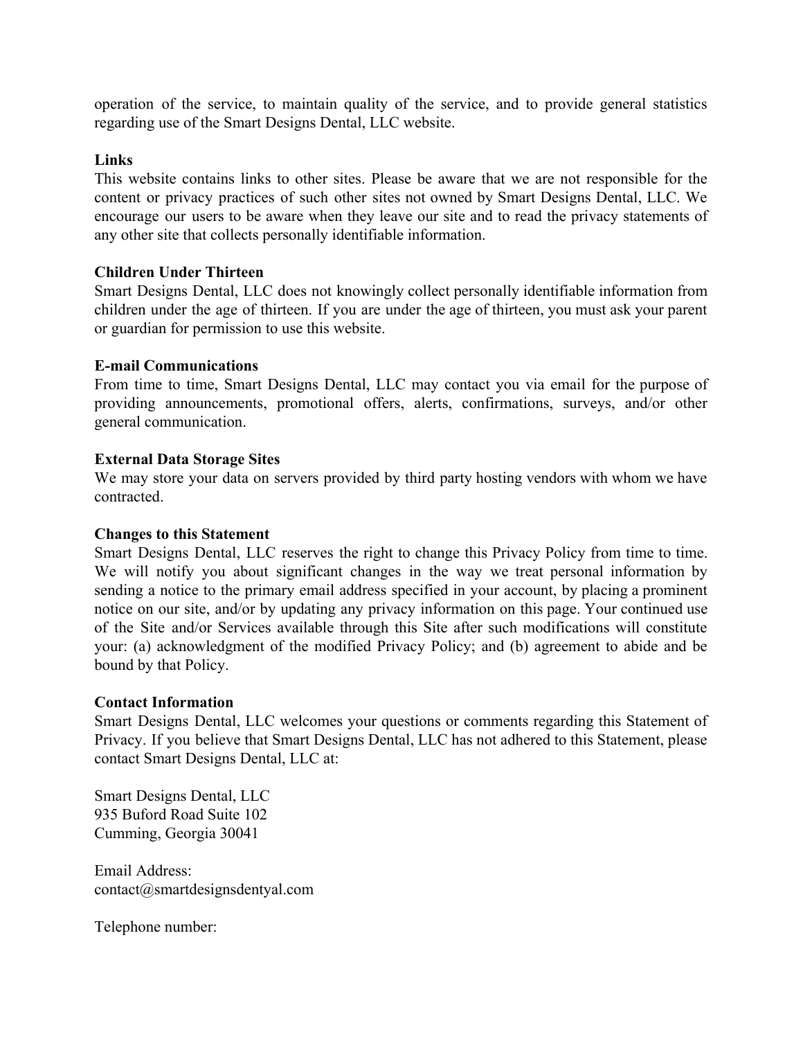operation of the service, to maintain quality of the service, and to provide general statistics regarding use of the Smart Designs Dental, LLC website.

**Links**
This website contains links to other sites. Please be aware that we are not responsible for the content or privacy practices of such other sites not owned by Smart Designs Dental, LLC. We encourage our users to be aware when they leave our site and to read the privacy statements of any other site that collects personally identifiable information.

**Children Under Thirteen**
Smart Designs Dental, LLC does not knowingly collect personally identifiable information from children under the age of thirteen. If you are under the age of thirteen, you must ask your parent or guardian for permission to use this website.

**E-mail Communications**
From time to time, Smart Designs Dental, LLC may contact you via email for the purpose of providing announcements, promotional offers, alerts, confirmations, surveys, and/or other general communication.

**External Data Storage Sites**
We may store your data on servers provided by third party hosting vendors with whom we have contracted.

**Changes to this Statement**
Smart Designs Dental, LLC reserves the right to change this Privacy Policy from time to time. We will notify you about significant changes in the way we treat personal information by sending a notice to the primary email address specified in your account, by placing a prominent notice on our site, and/or by updating any privacy information on this page. Your continued use of the Site and/or Services available through this Site after such modifications will constitute your: (a) acknowledgment of the modified Privacy Policy; and (b) agreement to abide and be bound by that Policy.

**Contact Information**
Smart Designs Dental, LLC welcomes your questions or comments regarding this Statement of Privacy. If you believe that Smart Designs Dental, LLC has not adhered to this Statement, please contact Smart Designs Dental, LLC at:

Smart Designs Dental, LLC
935 Buford Road Suite 102
Cumming, Georgia 30041

Email Address:
contact@smartdesignsdentyal.com

Telephone number: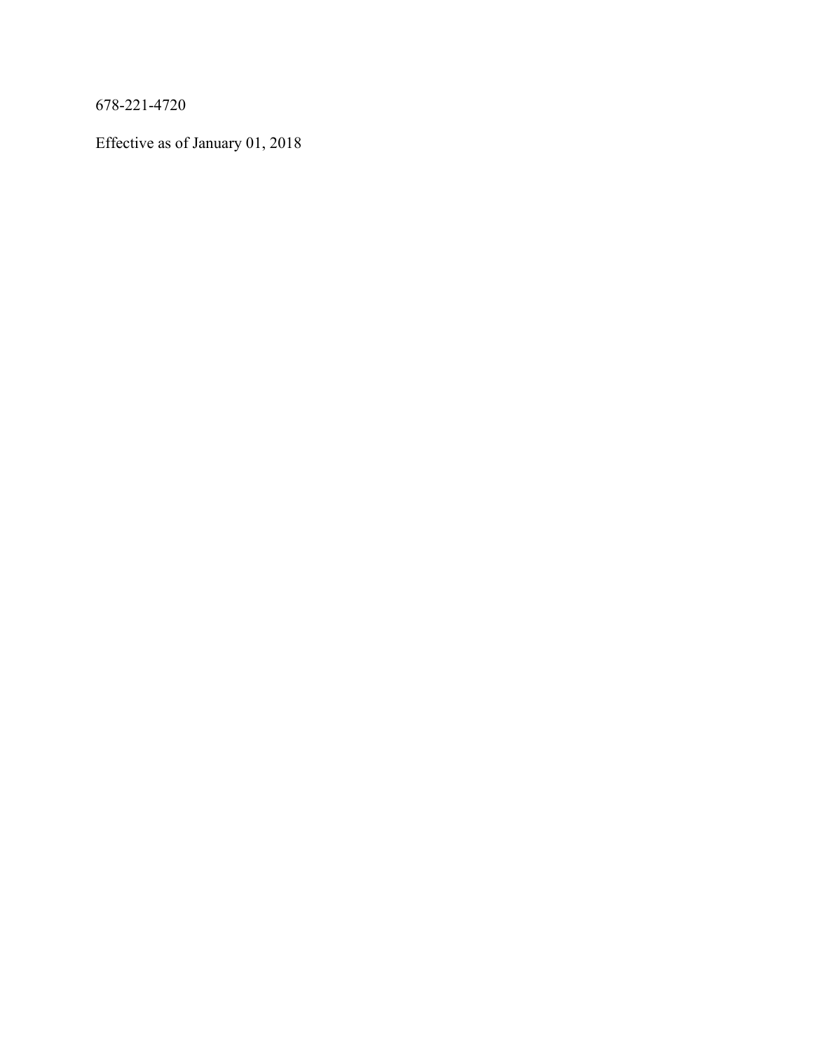678-221-4720

Effective as of January 01, 2018